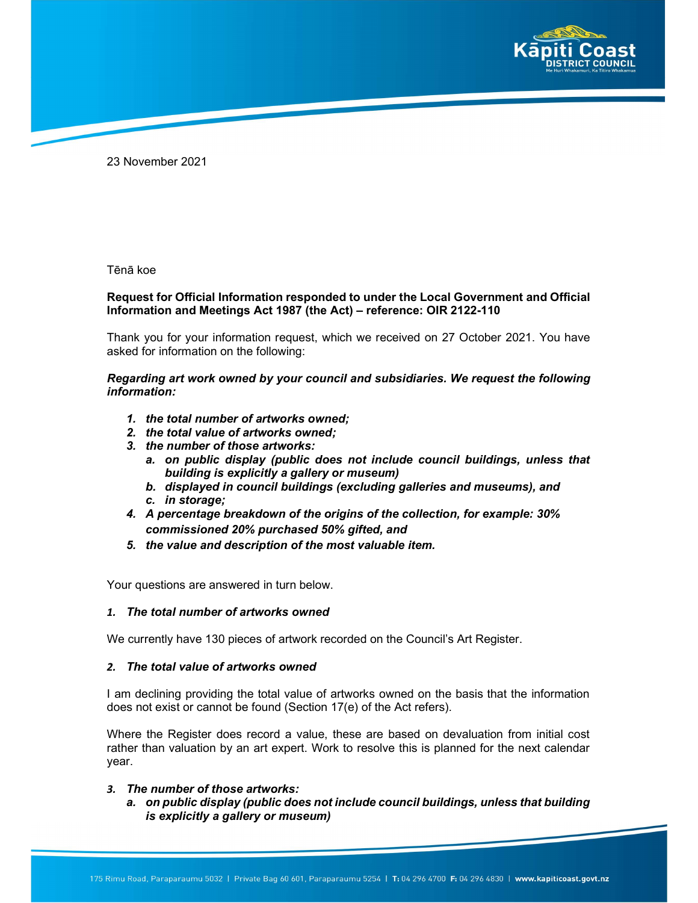23 November 2021

Tēnā koe

**Request for Official Information responded to under the Local Government and Official Information and Meetings Act 1987 (the Act) – reference: OIR 2122-110**

Thank you for your information request, which we received on 27 October 2021. You have asked for information on the following:

***Regarding art work owned by your council and subsidiaries. We request the following information:***

1. ***the total number of artworks owned;***
2. ***the total value of artworks owned;***
3. ***the number of those artworks:***
   a. ***on public display (public does not include council buildings, unless that building is explicitly a gallery or museum)***
   b. ***displayed in council buildings (excluding galleries and museums), and***
   c. ***in storage;***
4. ***A percentage breakdown of the origins of the collection, for example: 30% commissioned 20% purchased 50% gifted, and***
5. ***the value and description of the most valuable item.***

Your questions are answered in turn below.

***1. The total number of artworks owned***

We currently have 130 pieces of artwork recorded on the Council's Art Register.

***2. The total value of artworks owned***

I am declining providing the total value of artworks owned on the basis that the information does not exist or cannot be found (Section 17(e) of the Act refers).

Where the Register does record a value, these are based on devaluation from initial cost rather than valuation by an art expert. Work to resolve this is planned for the next calendar year.

***3. The number of those artworks:***
   a. ***on public display (public does not include council buildings, unless that building is explicitly a gallery or museum)***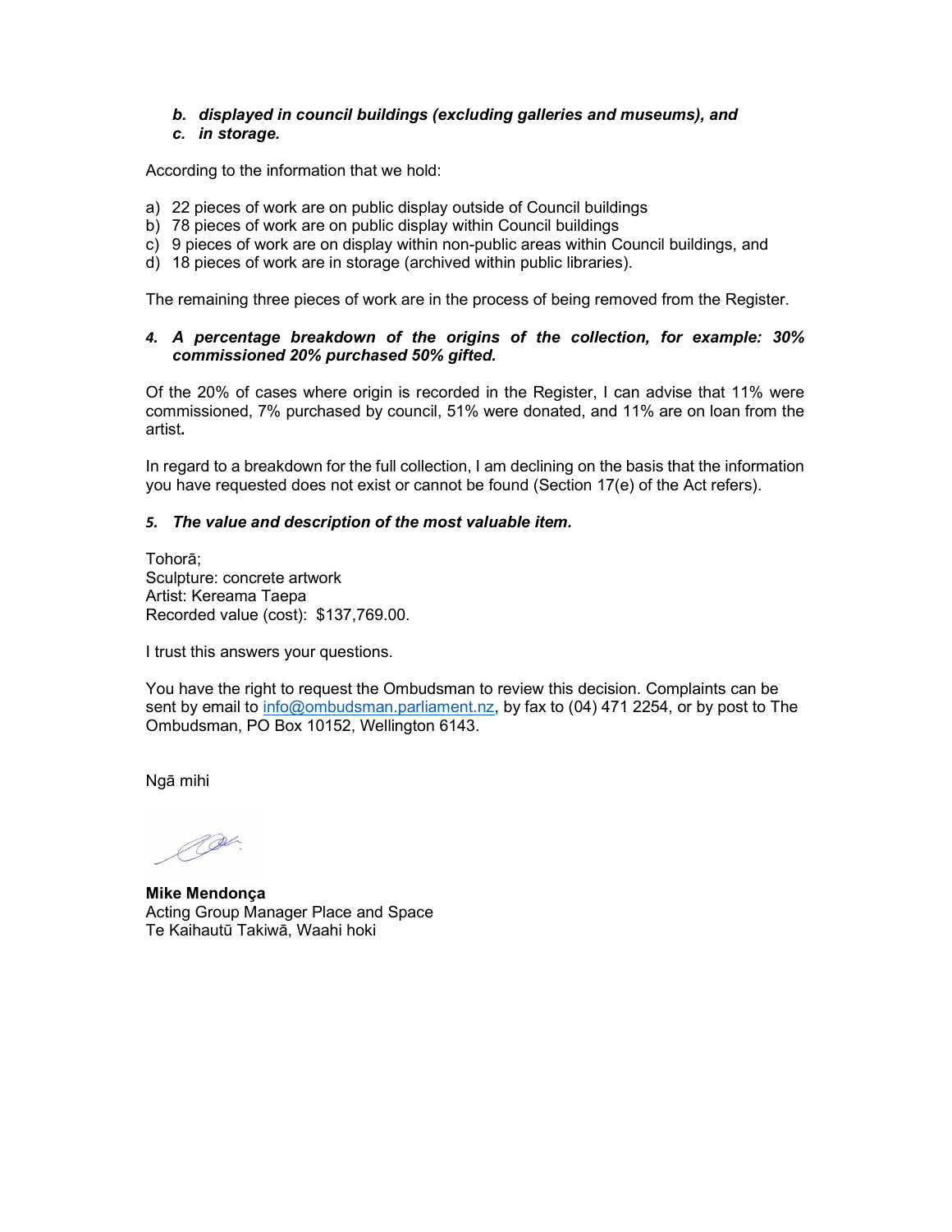*b. displayed in council buildings (excluding galleries and museums), and*
*c. in storage.*

According to the information that we hold:

a) 22 pieces of work are on public display outside of Council buildings
b) 78 pieces of work are on public display within Council buildings
c) 9 pieces of work are on display within non-public areas within Council buildings, and
d) 18 pieces of work are in storage (archived within public libraries).

The remaining three pieces of work are in the process of being removed from the Register.

***4. A percentage breakdown of the origins of the collection, for example: 30% commissioned 20% purchased 50% gifted.***

Of the 20% of cases where origin is recorded in the Register, I can advise that 11% were commissioned, 7% purchased by council, 51% were donated, and 11% are on loan from the artist**.**

In regard to a breakdown for the full collection, I am declining on the basis that the information you have requested does not exist or cannot be found (Section 17(e) of the Act refers).

***5. The value and description of the most valuable item.***

Tohorā;
Sculpture: concrete artwork
Artist: Kereama Taepa
Recorded value (cost): $137,769.00.

I trust this answers your questions.

You have the right to request the Ombudsman to review this decision. Complaints can be sent by email to info@ombudsman.parliament.nz, by fax to (04) 471 2254, or by post to The Ombudsman, PO Box 10152, Wellington 6143.

Ngā mihi

**Mike Mendonça**
Acting Group Manager Place and Space
Te Kaihautū Takiwā, Waahi hoki